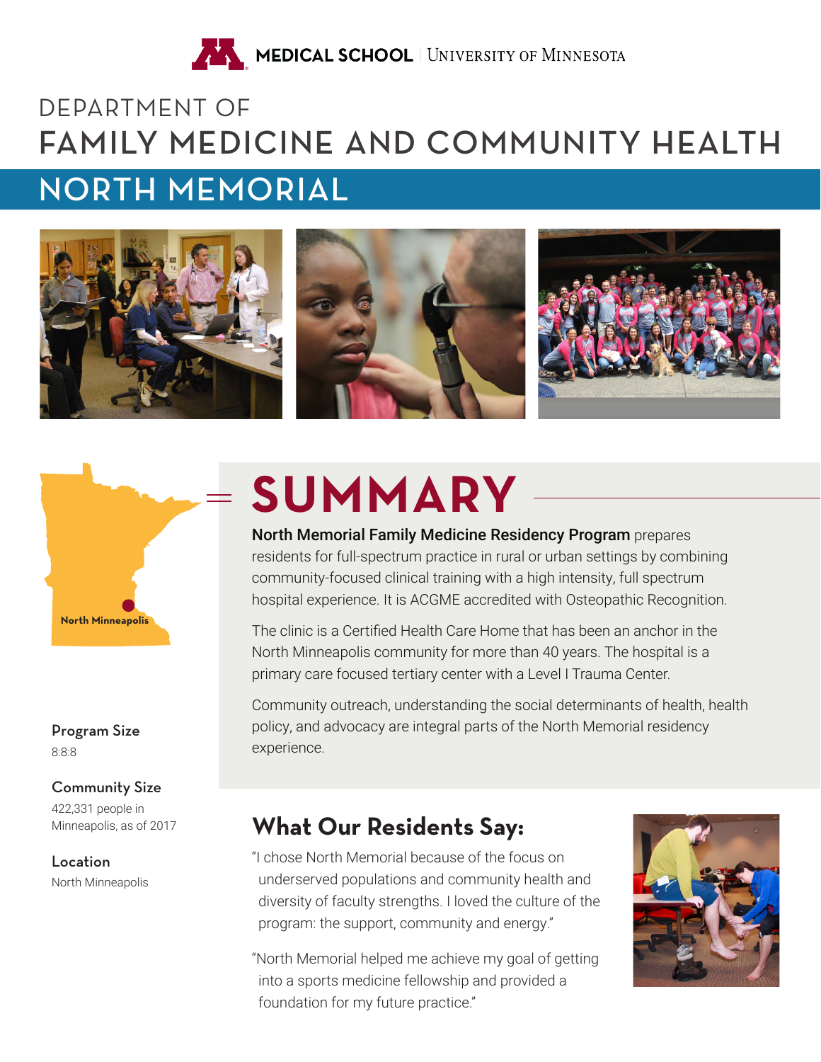MEDICAL SCHOOL | UNIVERSITY OF MINNESOTA

# DEPARTMENT OF FAMILY MEDICINE AND COMMUNITY HEALTH

## NORTH MEMORIAL

North Minneapolis

**Program Size**
8:8:8

**Community Size**
422,331 people in Minneapolis, as of 2017

**Location**
North Minneapolis

## SUMMARY

**North Memorial Family Medicine Residency Program** prepares residents for full-spectrum practice in rural or urban settings by combining community-focused clinical training with a high intensity, full spectrum hospital experience. It is ACGME accredited with Osteopathic Recognition.

The clinic is a Certified Health Care Home that has been an anchor in the North Minneapolis community for more than 40 years. The hospital is a primary care focused tertiary center with a Level I Trauma Center.

Community outreach, understanding the social determinants of health, health policy, and advocacy are integral parts of the North Memorial residency experience.

### What Our Residents Say:

"I chose North Memorial because of the focus on underserved populations and community health and diversity of faculty strengths. I loved the culture of the program: the support, community and energy."

"North Memorial helped me achieve my goal of getting into a sports medicine fellowship and provided a foundation for my future practice."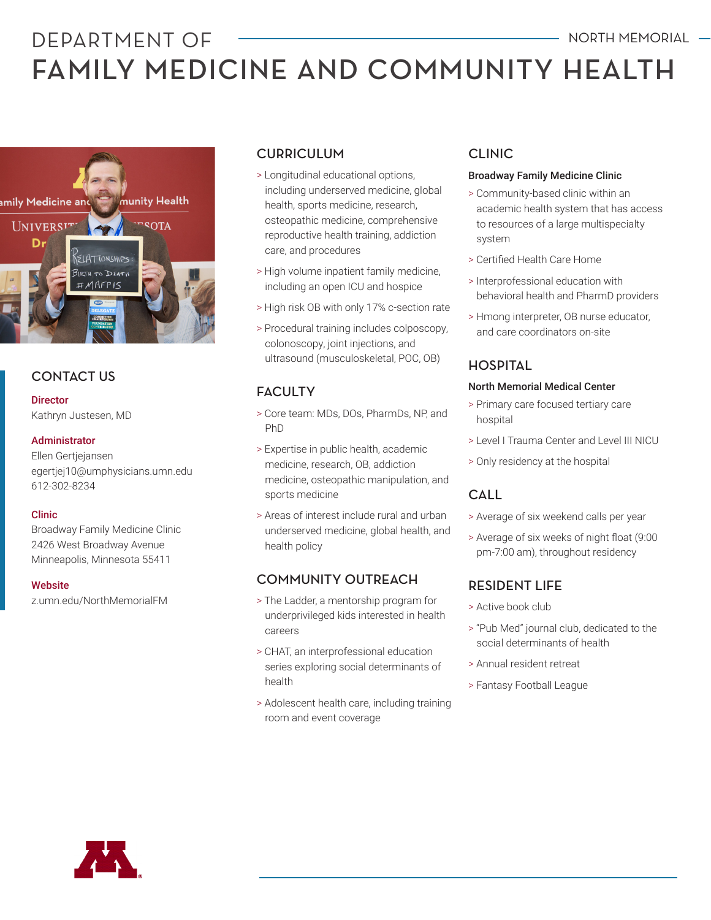# DEPARTMENT OF FAMILY MEDICINE AND COMMUNITY HEALTH

NORTH MEMORIAL

## CONTACT US

**Director**
Kathryn Justesen, MD

**Administrator**
Ellen Gertjejansen
egertjej10@umphysicians.umn.edu
612-302-8234

**Clinic**
Broadway Family Medicine Clinic
2426 West Broadway Avenue
Minneapolis, Minnesota 55411

**Website**
z.umn.edu/NorthMemorialFM

## CURRICULUM

- Longitudinal educational options, including underserved medicine, global health, sports medicine, research, osteopathic medicine, comprehensive reproductive health training, addiction care, and procedures
- High volume inpatient family medicine, including an open ICU and hospice
- High risk OB with only 17% c-section rate
- Procedural training includes colposcopy, colonoscopy, joint injections, and ultrasound (musculoskeletal, POC, OB)

## FACULTY

- Core team: MDs, DOs, PharmDs, NP, and PhD
- Expertise in public health, academic medicine, research, OB, addiction medicine, osteopathic manipulation, and sports medicine
- Areas of interest include rural and urban underserved medicine, global health, and health policy

## COMMUNITY OUTREACH

- The Ladder, a mentorship program for underprivileged kids interested in health careers
- CHAT, an interprofessional education series exploring social determinants of health
- Adolescent health care, including training room and event coverage

## CLINIC

**Broadway Family Medicine Clinic**

- Community-based clinic within an academic health system that has access to resources of a large multispecialty system
- Certified Health Care Home
- Interprofessional education with behavioral health and PharmD providers
- Hmong interpreter, OB nurse educator, and care coordinators on-site

## HOSPITAL

**North Memorial Medical Center**

- Primary care focused tertiary care hospital
- Level I Trauma Center and Level III NICU
- Only residency at the hospital

## CALL

- Average of six weekend calls per year
- Average of six weeks of night float (9:00 pm-7:00 am), throughout residency

## RESIDENT LIFE

- Active book club
- "Pub Med" journal club, dedicated to the social determinants of health
- Annual resident retreat
- Fantasy Football League